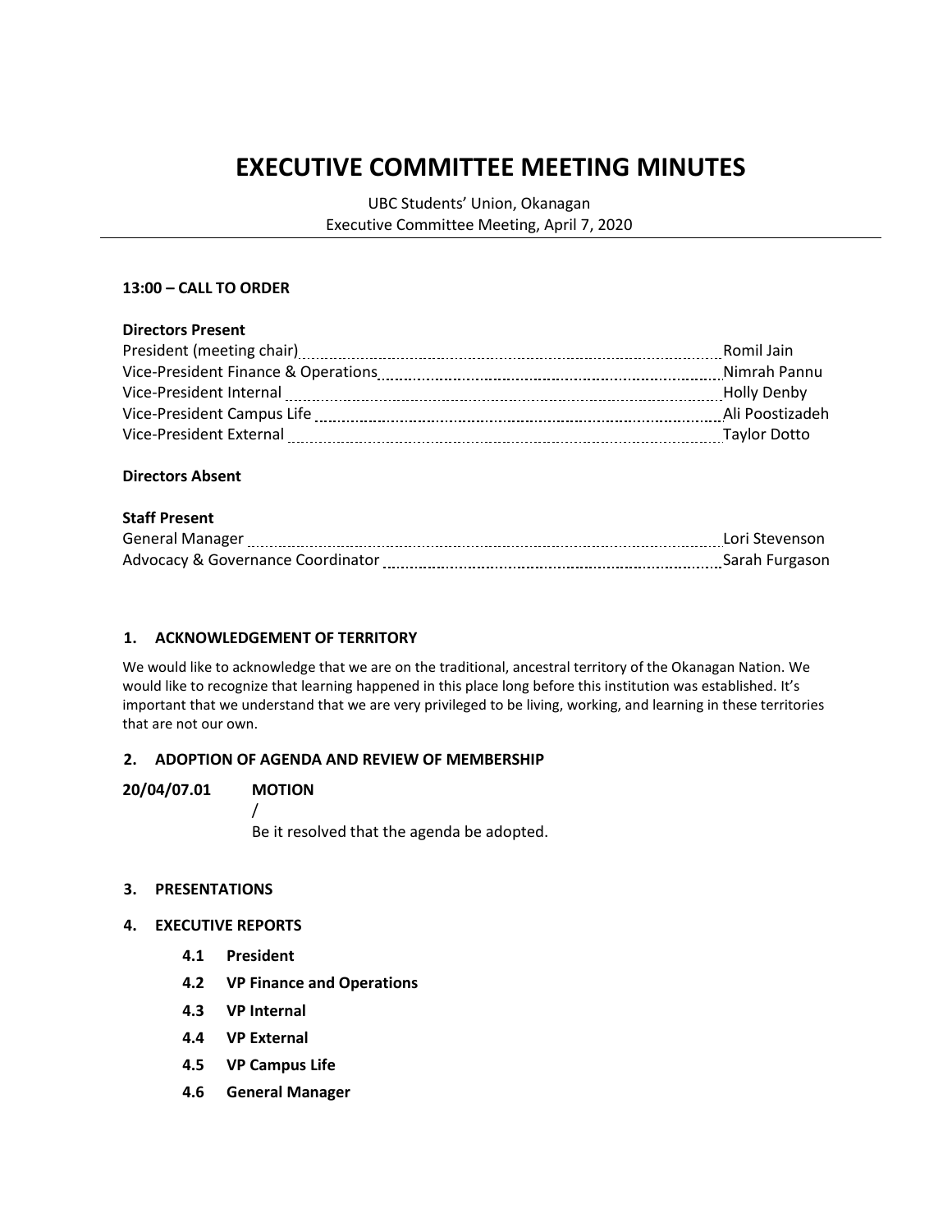# EXECUTIVE COMMITTEE MEETING MINUTES

UBC Students' Union, Okanagan
Executive Committee Meeting, April 7, 2020

**13:00 – CALL TO ORDER**

**Directors Present**

| | |
|---|---|
| President (meeting chair) | Romil Jain |
| Vice-President Finance & Operations | Nimrah Pannu |
| Vice-President Internal | Holly Denby |
| Vice-President Campus Life | Ali Poostizadeh |
| Vice-President External | Taylor Dotto |

**Directors Absent**

**Staff Present**

| | |
|---|---|
| General Manager | Lori Stevenson |
| Advocacy & Governance Coordinator | Sarah Furgason |

## 1. ACKNOWLEDGEMENT OF TERRITORY

We would like to acknowledge that we are on the traditional, ancestral territory of the Okanagan Nation. We would like to recognize that learning happened in this place long before this institution was established. It's important that we understand that we are very privileged to be living, working, and learning in these territories that are not our own.

## 2. ADOPTION OF AGENDA AND REVIEW OF MEMBERSHIP

**20/04/07.01** **MOTION**

/

Be it resolved that the agenda be adopted.

## 3. PRESENTATIONS

## 4. EXECUTIVE REPORTS

- **4.1 President**
- **4.2 VP Finance and Operations**
- **4.3 VP Internal**
- **4.4 VP External**
- **4.5 VP Campus Life**
- **4.6 General Manager**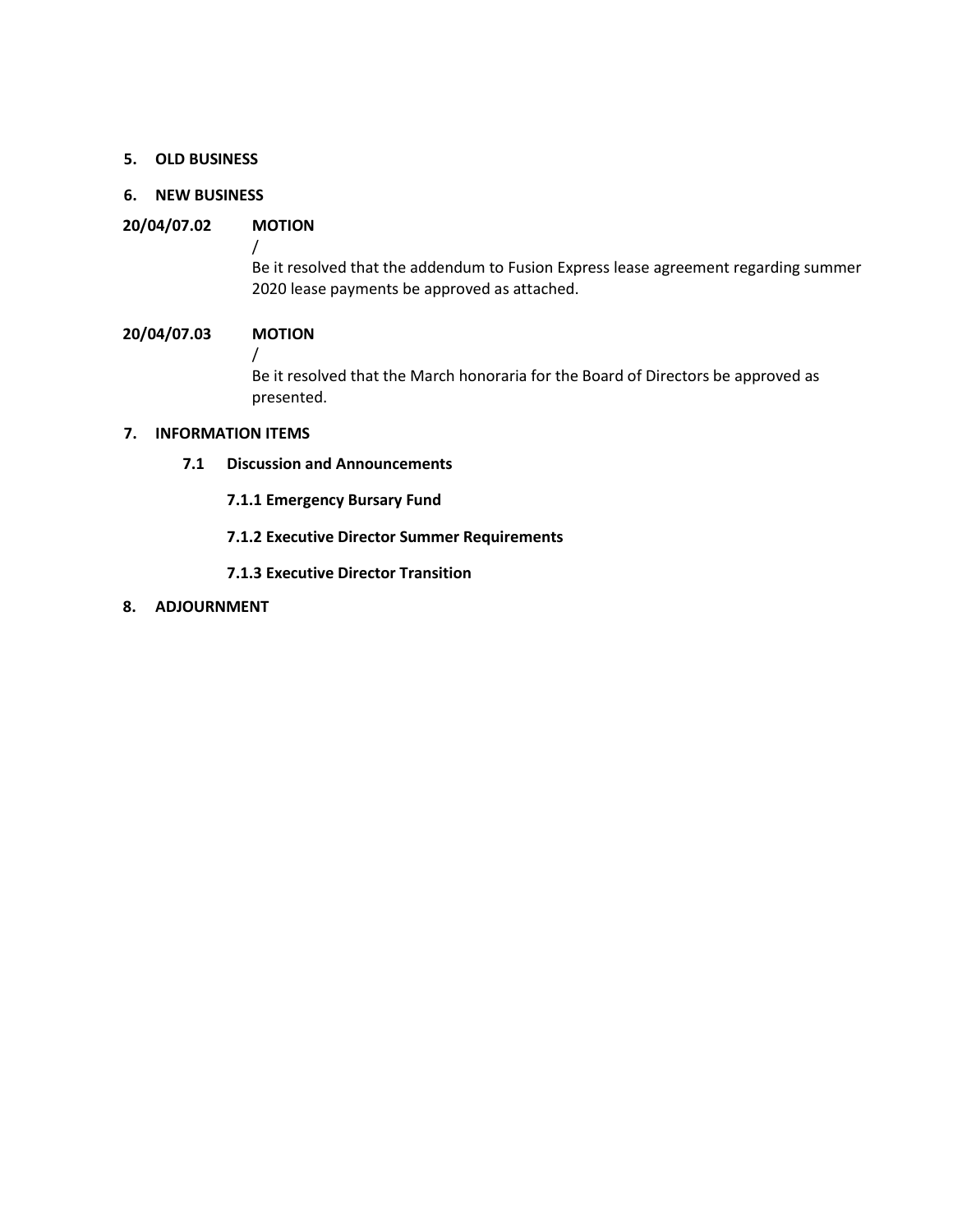**5. OLD BUSINESS**

**6. NEW BUSINESS**

**20/04/07.02 MOTION**

/

Be it resolved that the addendum to Fusion Express lease agreement regarding summer 2020 lease payments be approved as attached.

**20/04/07.03 MOTION**

/

Be it resolved that the March honoraria for the Board of Directors be approved as presented.

**7. INFORMATION ITEMS**

**7.1 Discussion and Announcements**

**7.1.1 Emergency Bursary Fund**

**7.1.2 Executive Director Summer Requirements**

**7.1.3 Executive Director Transition**

**8. ADJOURNMENT**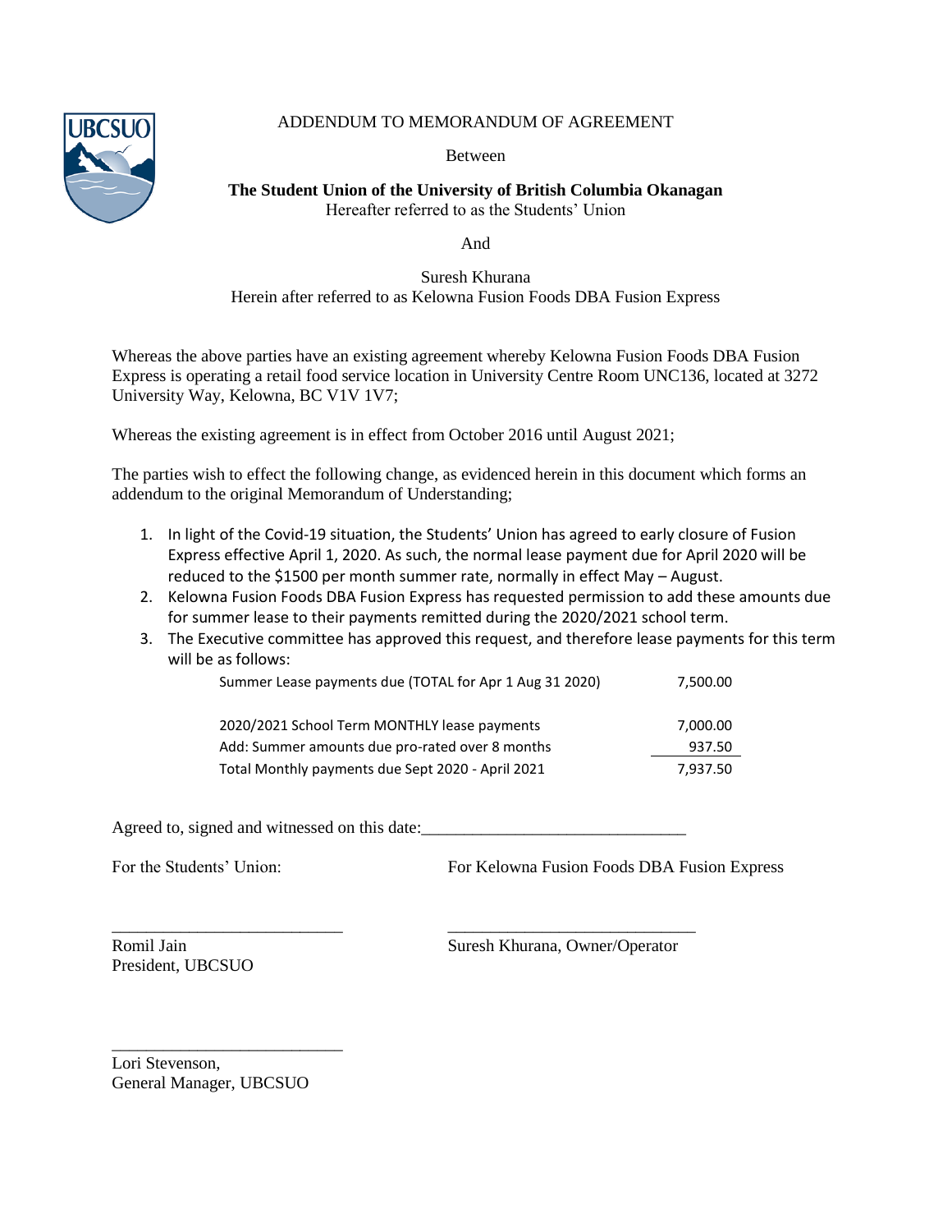ADDENDUM TO MEMORANDUM OF AGREEMENT

Between

**The Student Union of the University of British Columbia Okanagan**
Hereafter referred to as the Students' Union

And

Suresh Khurana
Herein after referred to as Kelowna Fusion Foods DBA Fusion Express

Whereas the above parties have an existing agreement whereby Kelowna Fusion Foods DBA Fusion Express is operating a retail food service location in University Centre Room UNC136, located at 3272 University Way, Kelowna, BC V1V 1V7;

Whereas the existing agreement is in effect from October 2016 until August 2021;

The parties wish to effect the following change, as evidenced herein in this document which forms an addendum to the original Memorandum of Understanding;

1. In light of the Covid-19 situation, the Students' Union has agreed to early closure of Fusion Express effective April 1, 2020. As such, the normal lease payment due for April 2020 will be reduced to the $1500 per month summer rate, normally in effect May – August.
2. Kelowna Fusion Foods DBA Fusion Express has requested permission to add these amounts due for summer lease to their payments remitted during the 2020/2021 school term.
3. The Executive committee has approved this request, and therefore lease payments for this term will be as follows:

| | |
|---|---|
| Summer Lease payments due (TOTAL for Apr 1 Aug 31 2020) | 7,500.00 |
| 2020/2021 School Term MONTHLY lease payments | 7,000.00 |
| Add: Summer amounts due pro-rated over 8 months | 937.50 |
| Total Monthly payments due Sept 2020 - April 2021 | 7,937.50 |

Agreed to, signed and witnessed on this date:______________________________

For the Students' Union:

___________________________
Romil Jain
President, UBCSUO

___________________________
Lori Stevenson,
General Manager, UBCSUO

For Kelowna Fusion Foods DBA Fusion Express

_____________________________
Suresh Khurana, Owner/Operator